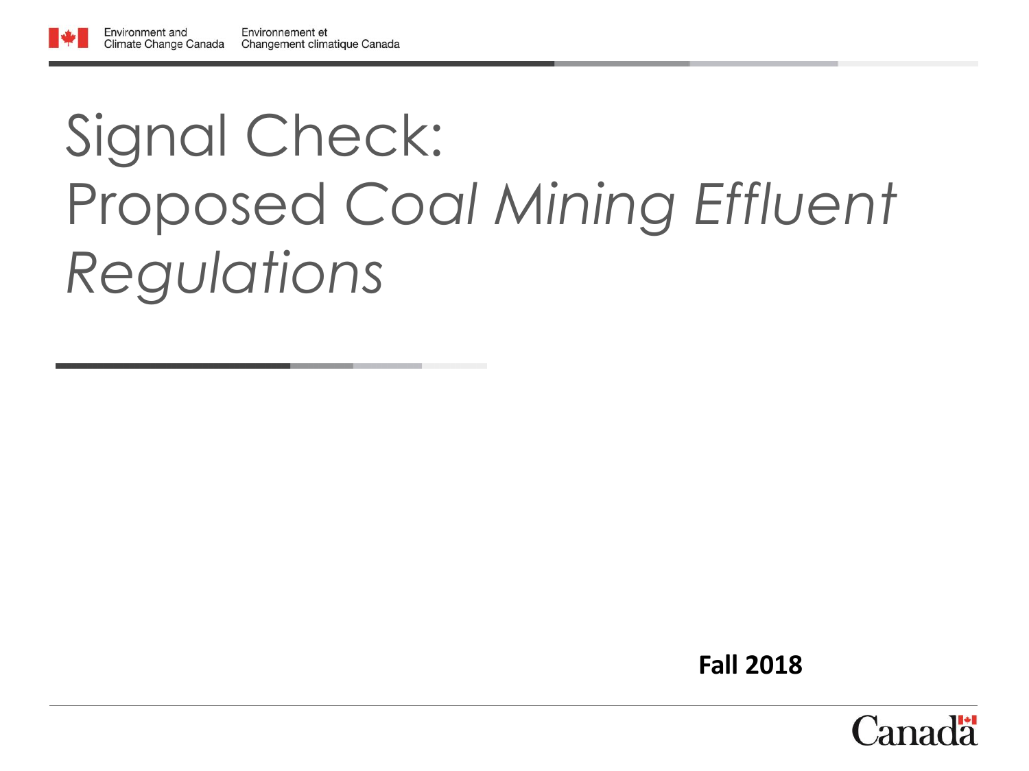# Signal Check: Proposed *Coal Mining Effluent Regulations*

**Fall 2018**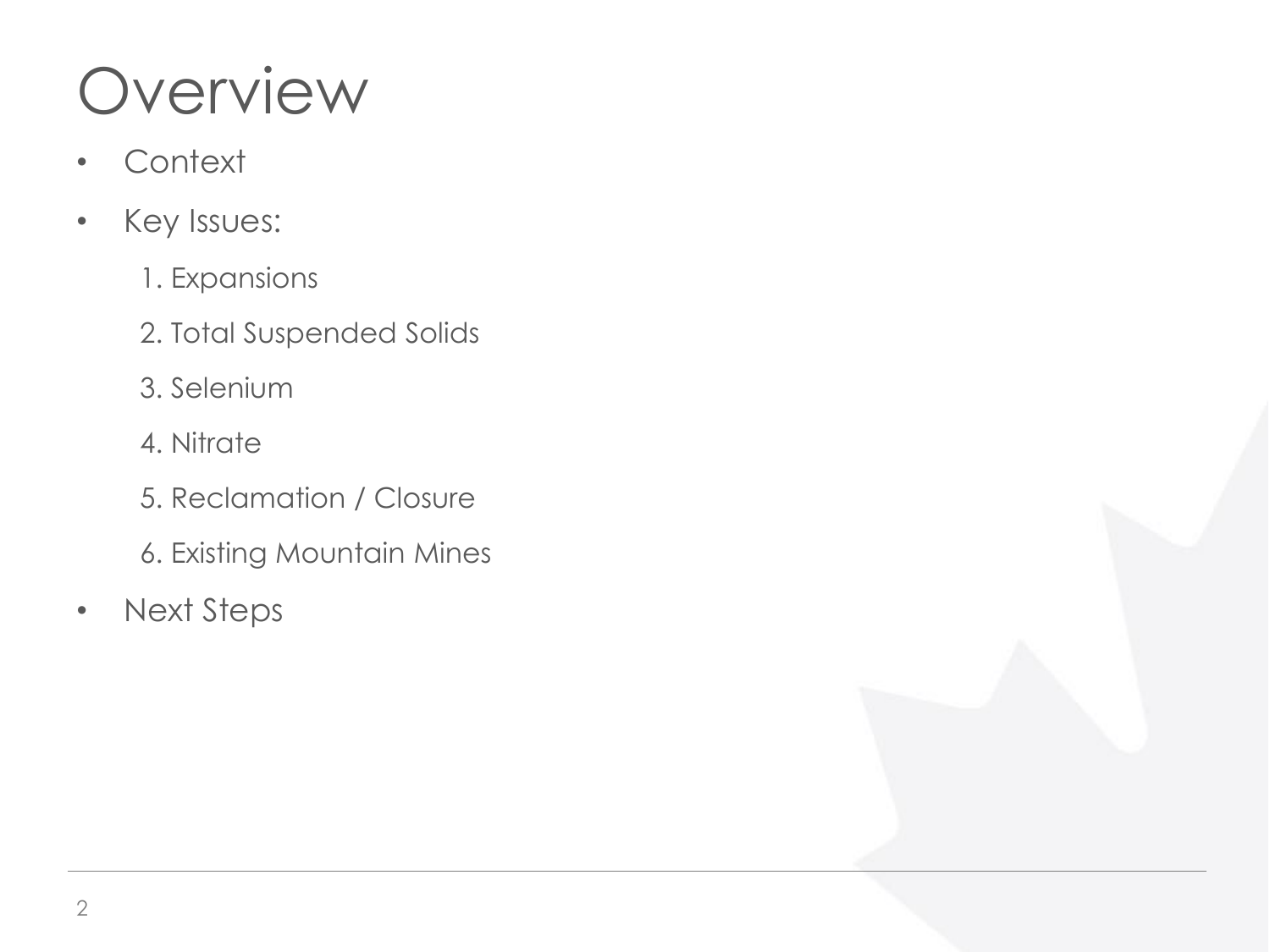# Overview

- Context
- Key Issues:
  1. Expansions
  2. Total Suspended Solids
  3. Selenium
  4. Nitrate
  5. Reclamation / Closure
  6. Existing Mountain Mines
- Next Steps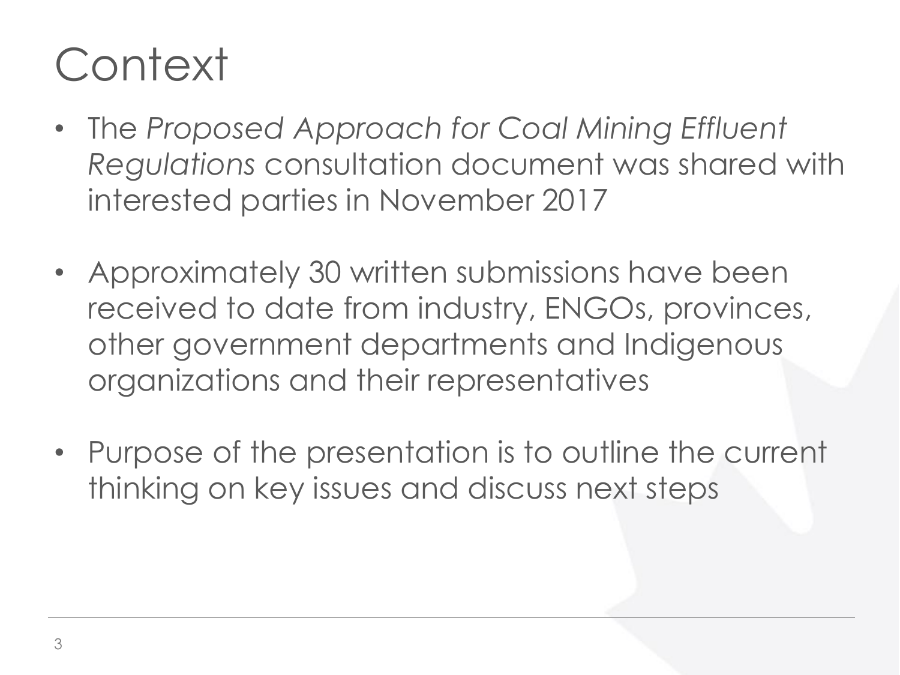# Context

- The *Proposed Approach for Coal Mining Effluent Regulations* consultation document was shared with interested parties in November 2017

- Approximately 30 written submissions have been received to date from industry, ENGOs, provinces, other government departments and Indigenous organizations and their representatives

- Purpose of the presentation is to outline the current thinking on key issues and discuss next steps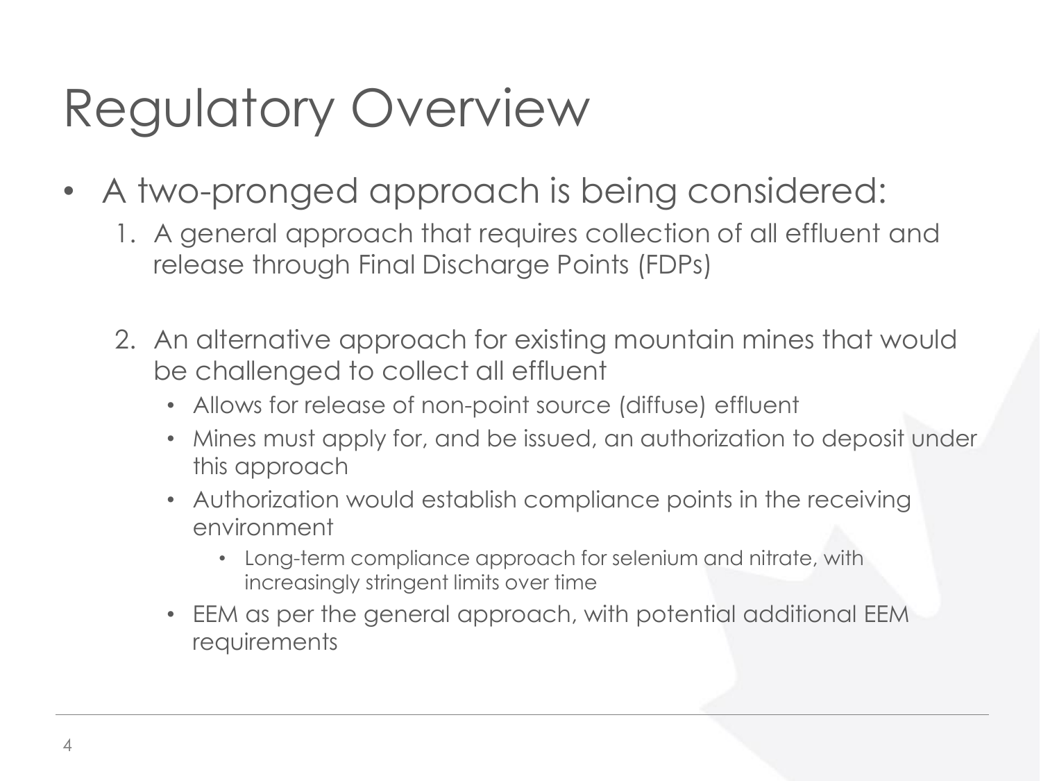# Regulatory Overview

- A two-pronged approach is being considered:
  1. A general approach that requires collection of all effluent and release through Final Discharge Points (FDPs)
  2. An alternative approach for existing mountain mines that would be challenged to collect all effluent
     - Allows for release of non-point source (diffuse) effluent
     - Mines must apply for, and be issued, an authorization to deposit under this approach
     - Authorization would establish compliance points in the receiving environment
       - Long-term compliance approach for selenium and nitrate, with increasingly stringent limits over time
     - EEM as per the general approach, with potential additional EEM requirements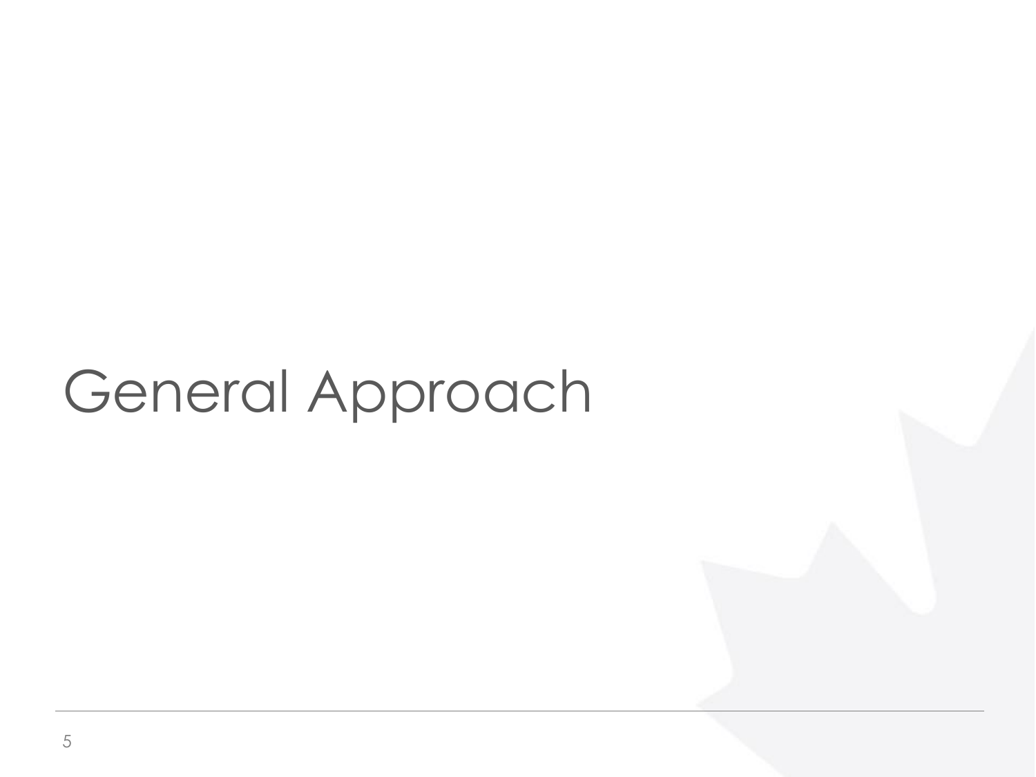# General Approach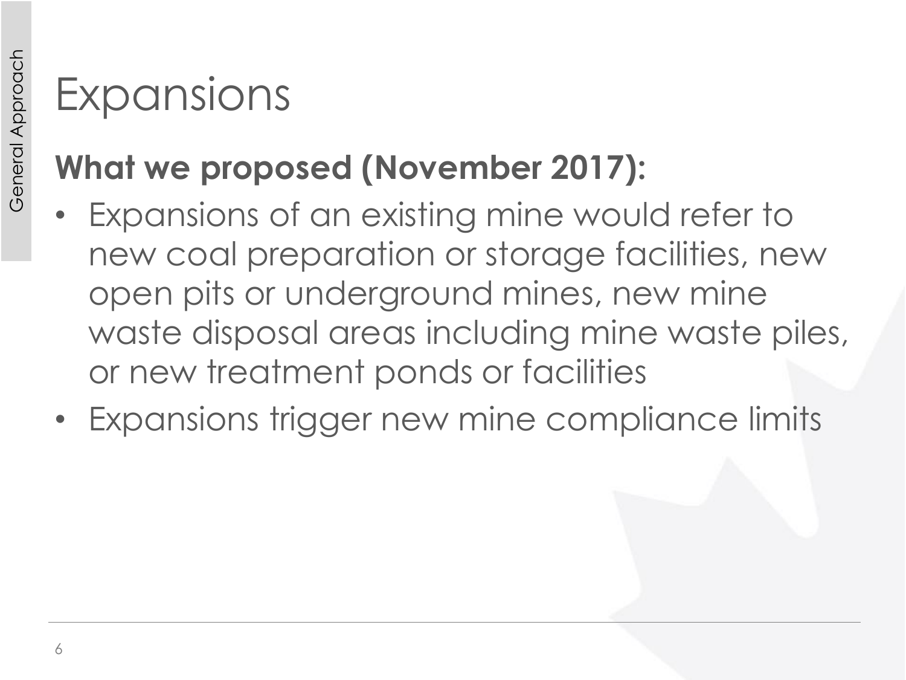# Expansions

**What we proposed (November 2017):**

- Expansions of an existing mine would refer to new coal preparation or storage facilities, new open pits or underground mines, new mine waste disposal areas including mine waste piles, or new treatment ponds or facilities
- Expansions trigger new mine compliance limits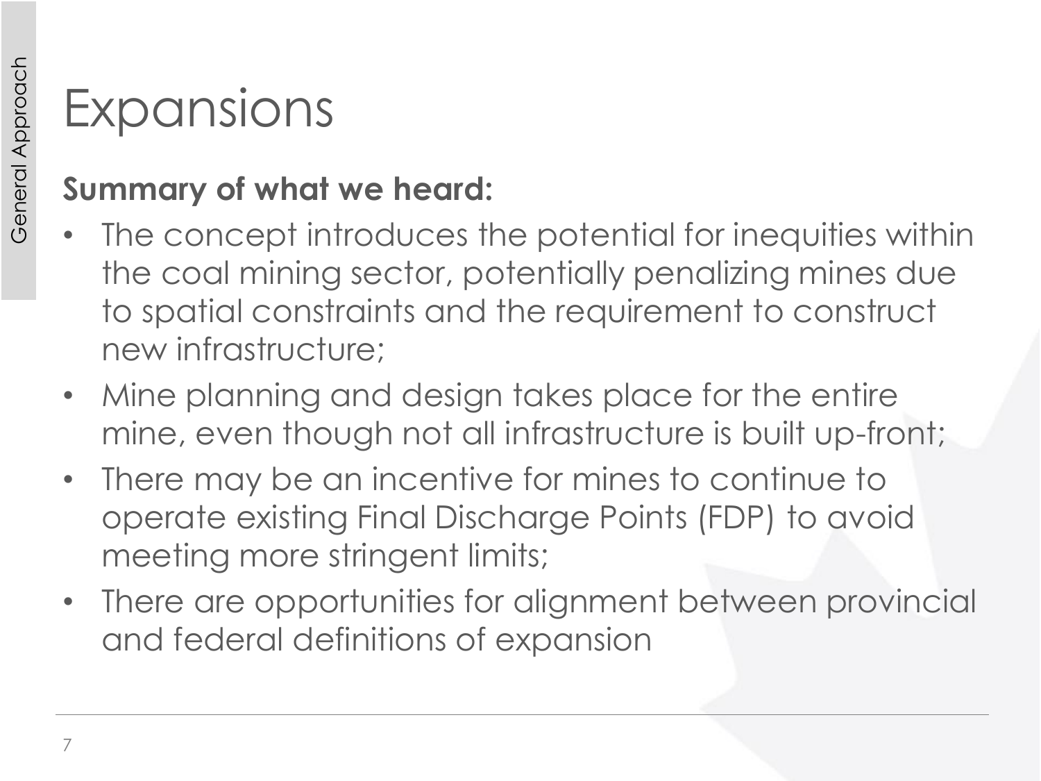# Expansions

**Summary of what we heard:**

- The concept introduces the potential for inequities within the coal mining sector, potentially penalizing mines due to spatial constraints and the requirement to construct new infrastructure;
- Mine planning and design takes place for the entire mine, even though not all infrastructure is built up-front;
- There may be an incentive for mines to continue to operate existing Final Discharge Points (FDP) to avoid meeting more stringent limits;
- There are opportunities for alignment between provincial and federal definitions of expansion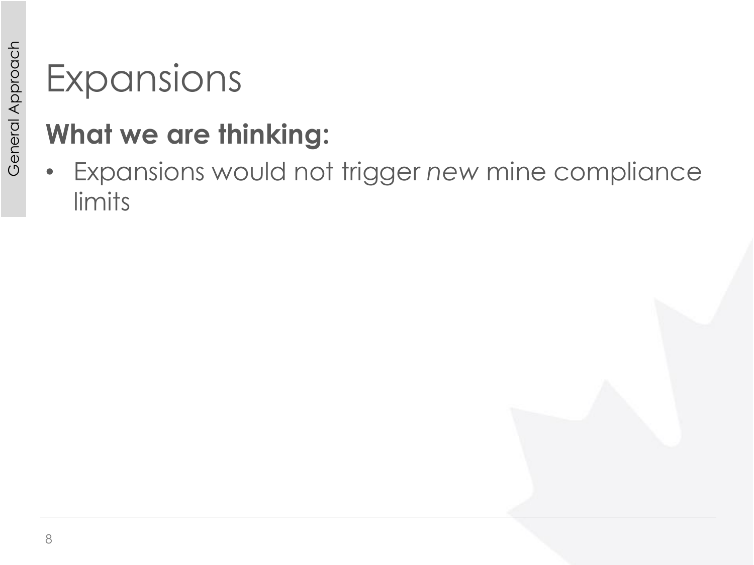# Expansions

## What we are thinking:

- Expansions would not trigger *new* mine compliance limits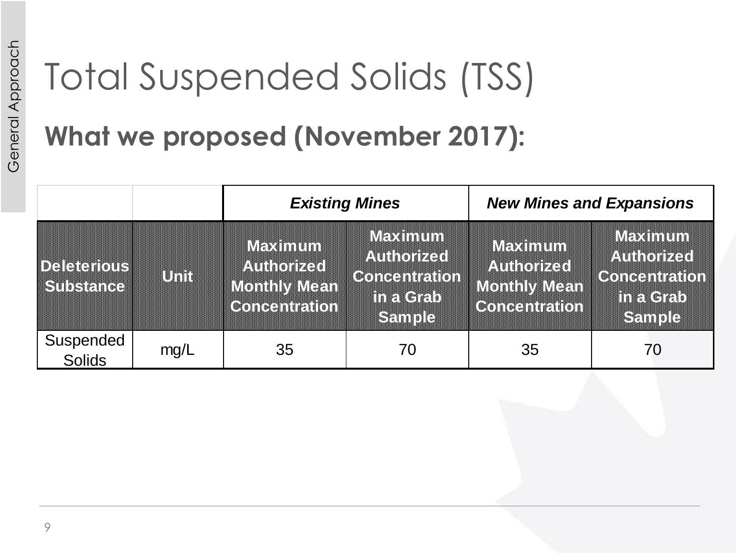# Total Suspended Solids (TSS)

## What we proposed (November 2017):

| | | *Existing Mines* | | *New Mines and Expansions* | |
|---|---|---|---|---|---|
| **Deleterious Substance** | **Unit** | **Maximum Authorized Monthly Mean Concentration** | **Maximum Authorized Concentration in a Grab Sample** | **Maximum Authorized Monthly Mean Concentration** | **Maximum Authorized Concentration in a Grab Sample** |
| Suspended Solids | mg/L | 35 | 70 | 35 | 70 |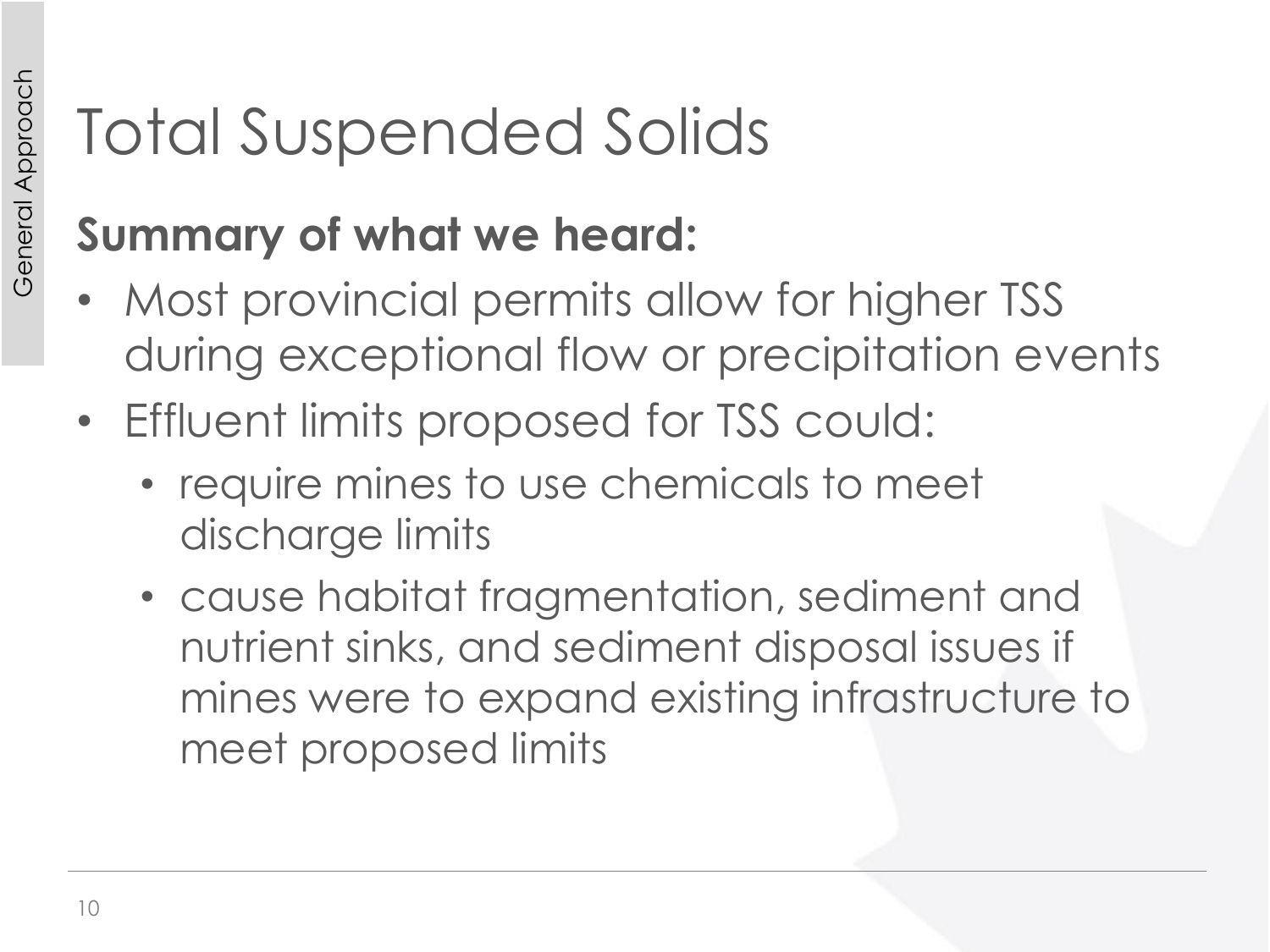# Total Suspended Solids

**Summary of what we heard:**

- Most provincial permits allow for higher TSS during exceptional flow or precipitation events
- Effluent limits proposed for TSS could:
  - require mines to use chemicals to meet discharge limits
  - cause habitat fragmentation, sediment and nutrient sinks, and sediment disposal issues if mines were to expand existing infrastructure to meet proposed limits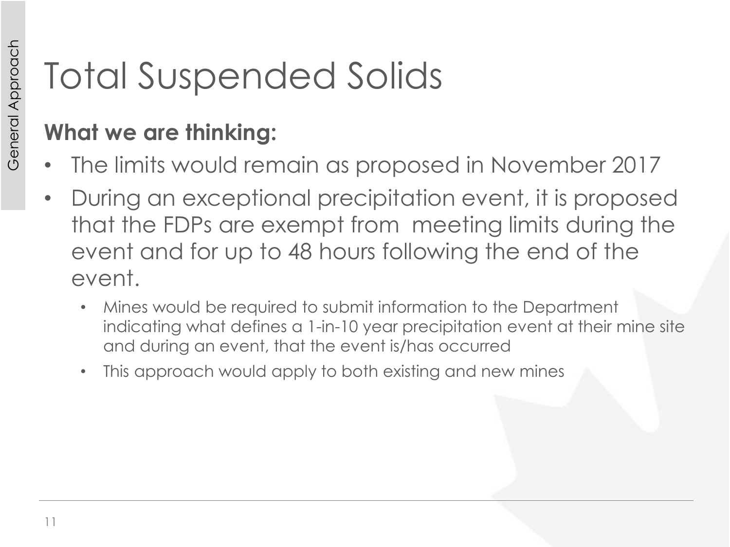# Total Suspended Solids

**What we are thinking:**

- The limits would remain as proposed in November 2017
- During an exceptional precipitation event, it is proposed that the FDPs are exempt from meeting limits during the event and for up to 48 hours following the end of the event.
  - Mines would be required to submit information to the Department indicating what defines a 1-in-10 year precipitation event at their mine site and during an event, that the event is/has occurred
  - This approach would apply to both existing and new mines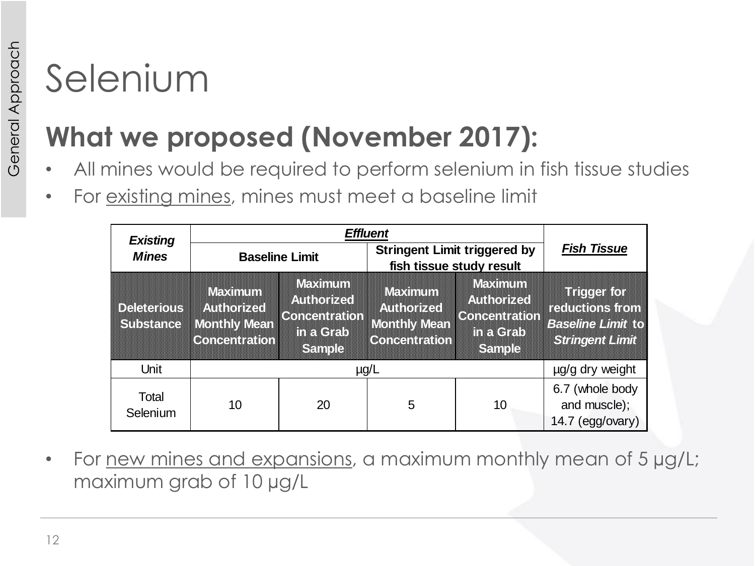# Selenium

## What we proposed (November 2017):

- All mines would be required to perform selenium in fish tissue studies
- For existing mines, mines must meet a baseline limit

| *Existing Mines* | *Effluent* | | | | *Fish Tissue* |
|---|---|---|---|---|---|
| | Baseline Limit | | Stringent Limit triggered by fish tissue study result | | |
| Deleterious Substance | Maximum Authorized Monthly Mean Concentration | Maximum Authorized Concentration in a Grab Sample | Maximum Authorized Monthly Mean Concentration | Maximum Authorized Concentration in a Grab Sample | Trigger for reductions from *Baseline Limit* to *Stringent Limit* |
| Unit | µg/L | | | | µg/g dry weight |
| Total Selenium | 10 | 20 | 5 | 10 | 6.7 (whole body and muscle); 14.7 (egg/ovary) |

- For new mines and expansions, a maximum monthly mean of 5 µg/L; maximum grab of 10 µg/L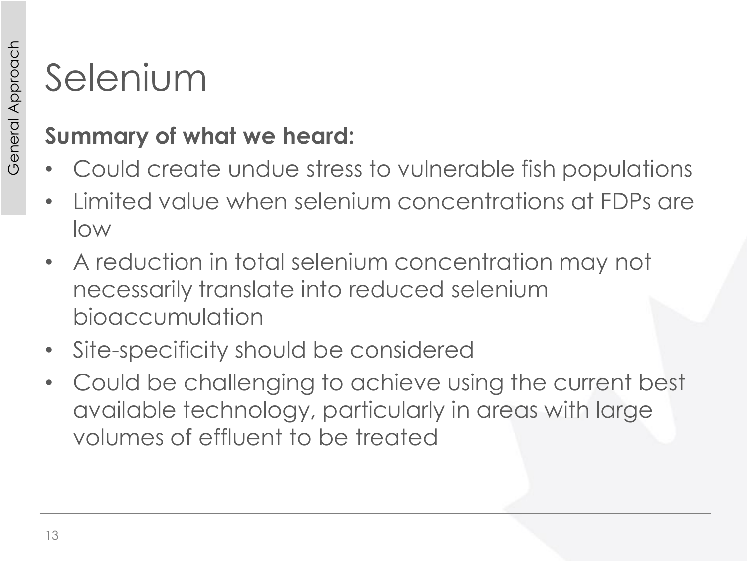# Selenium

**Summary of what we heard:**

- Could create undue stress to vulnerable fish populations
- Limited value when selenium concentrations at FDPs are low
- A reduction in total selenium concentration may not necessarily translate into reduced selenium bioaccumulation
- Site-specificity should be considered
- Could be challenging to achieve using the current best available technology, particularly in areas with large volumes of effluent to be treated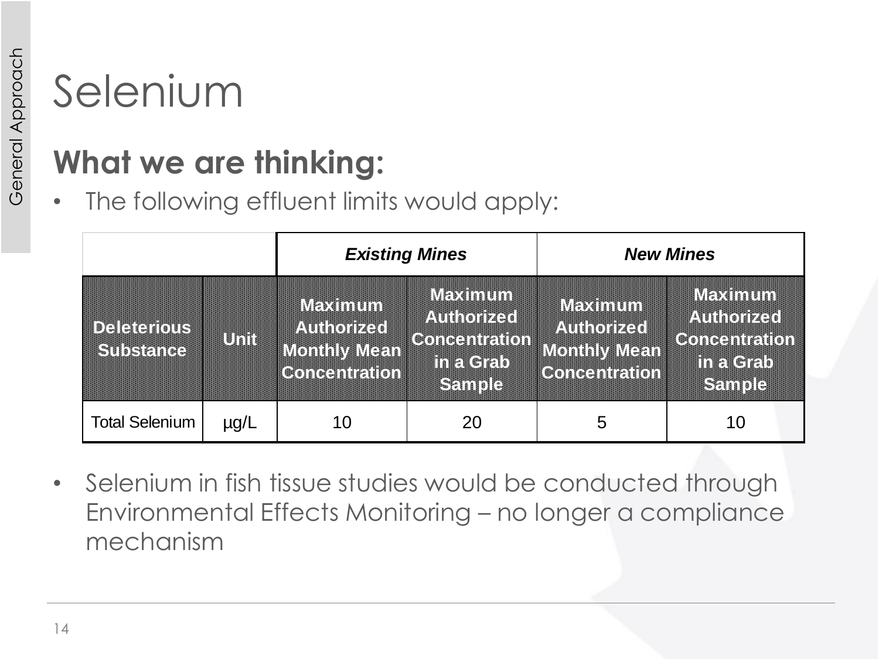# Selenium

## What we are thinking:

- The following effluent limits would apply:

| | | *Existing Mines* | | *New Mines* | |
|---|---|---|---|---|---|
| **Deleterious Substance** | **Unit** | **Maximum Authorized Monthly Mean Concentration** | **Maximum Authorized Concentration in a Grab Sample** | **Maximum Authorized Monthly Mean Concentration** | **Maximum Authorized Concentration in a Grab Sample** |
| Total Selenium | µg/L | 10 | 20 | 5 | 10 |

- Selenium in fish tissue studies would be conducted through Environmental Effects Monitoring – no longer a compliance mechanism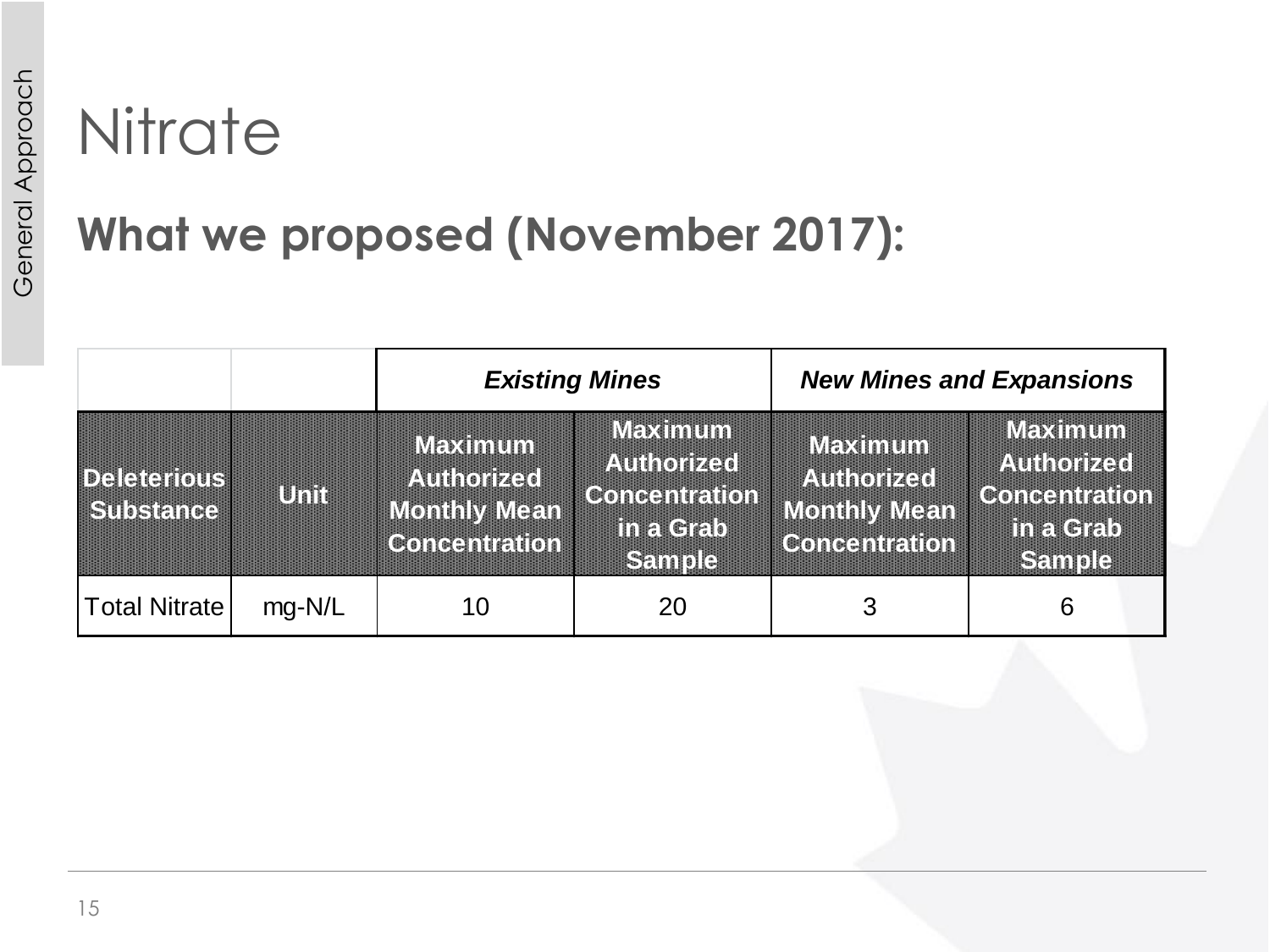# Nitrate

## What we proposed (November 2017):

| | | *Existing Mines* | | *New Mines and Expansions* | |
|---|---|---|---|---|---|
| **Deleterious Substance** | **Unit** | **Maximum Authorized Monthly Mean Concentration** | **Maximum Authorized Concentration in a Grab Sample** | **Maximum Authorized Monthly Mean Concentration** | **Maximum Authorized Concentration in a Grab Sample** |
| Total Nitrate | mg-N/L | 10 | 20 | 3 | 6 |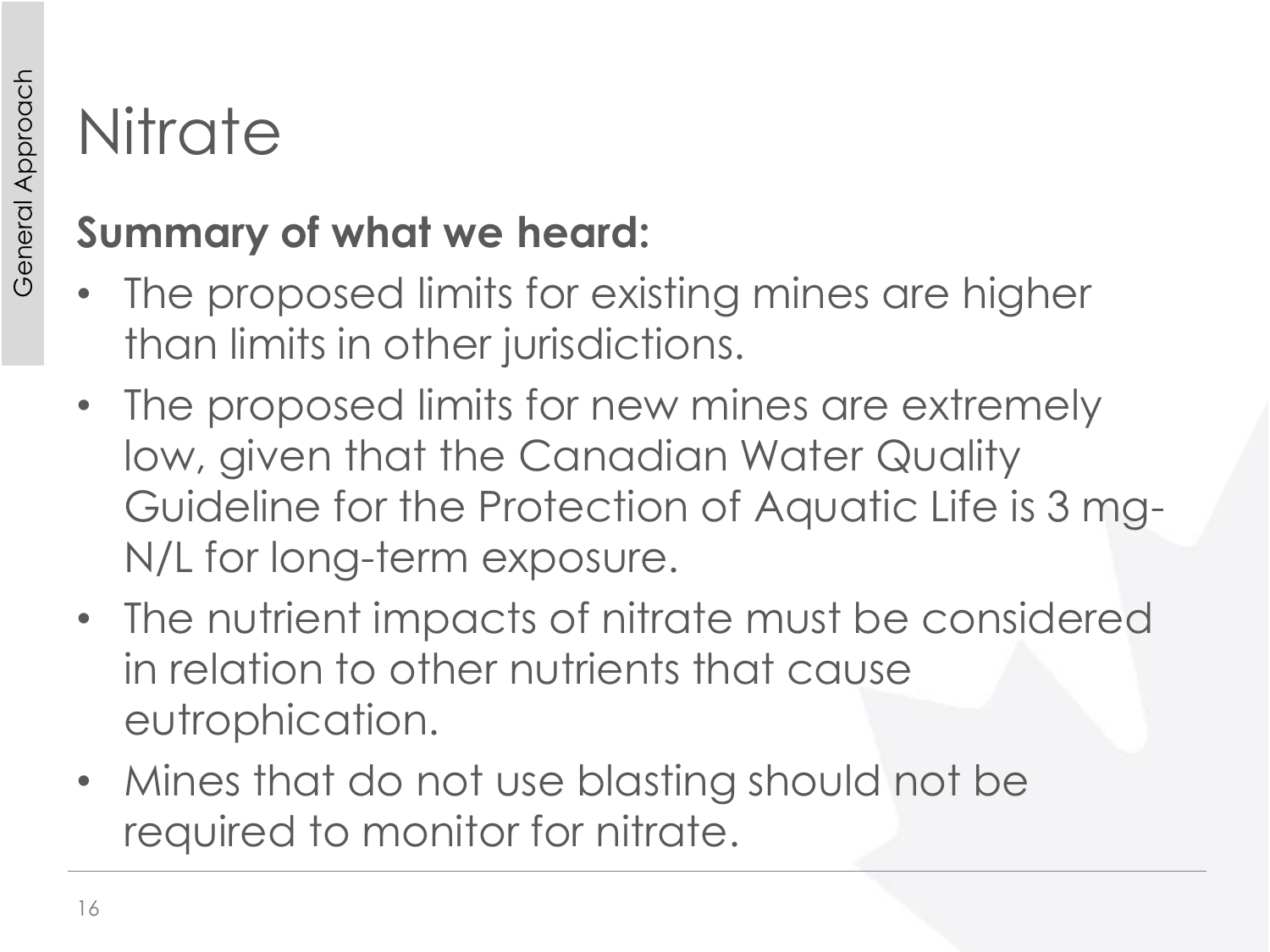# Nitrate

**Summary of what we heard:**

- The proposed limits for existing mines are higher than limits in other jurisdictions.
- The proposed limits for new mines are extremely low, given that the Canadian Water Quality Guideline for the Protection of Aquatic Life is 3 mg-N/L for long-term exposure.
- The nutrient impacts of nitrate must be considered in relation to other nutrients that cause eutrophication.
- Mines that do not use blasting should not be required to monitor for nitrate.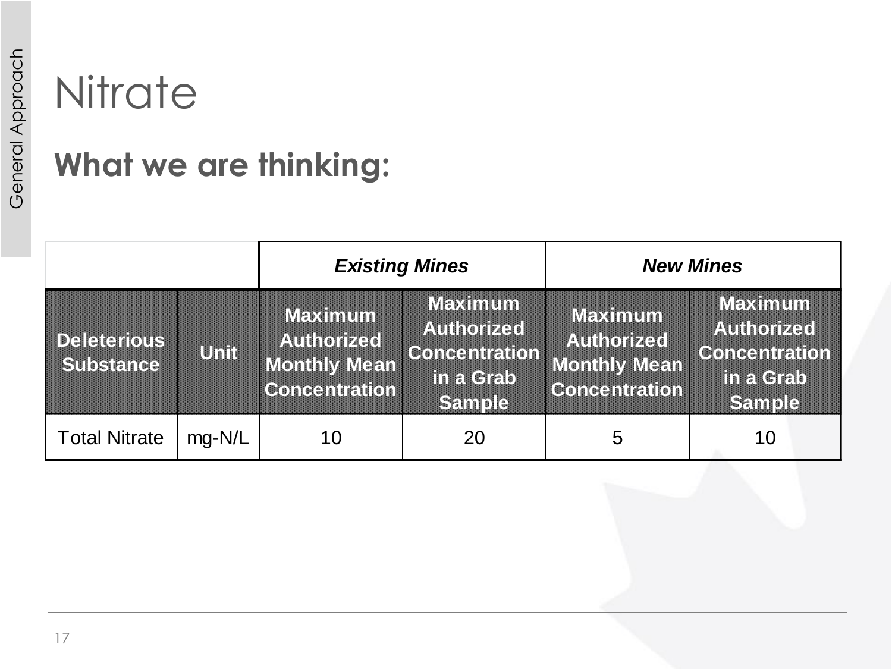# Nitrate

## What we are thinking:

| | | *Existing Mines* | | *New Mines* | |
|---|---|---|---|---|---|
| **Deleterious Substance** | **Unit** | **Maximum Authorized Monthly Mean Concentration** | **Maximum Authorized Concentration in a Grab Sample** | **Maximum Authorized Monthly Mean Concentration** | **Maximum Authorized Concentration in a Grab Sample** |
| Total Nitrate | mg-N/L | 10 | 20 | 5 | 10 |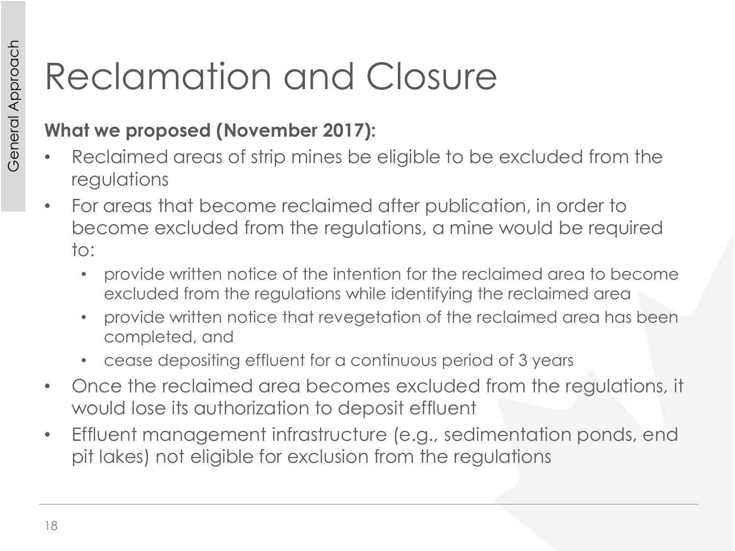# Reclamation and Closure

**What we proposed (November 2017):**

- Reclaimed areas of strip mines be eligible to be excluded from the regulations
- For areas that become reclaimed after publication, in order to become excluded from the regulations, a mine would be required to:
  - provide written notice of the intention for the reclaimed area to become excluded from the regulations while identifying the reclaimed area
  - provide written notice that revegetation of the reclaimed area has been completed, and
  - cease depositing effluent for a continuous period of 3 years
- Once the reclaimed area becomes excluded from the regulations, it would lose its authorization to deposit effluent
- Effluent management infrastructure (e.g., sedimentation ponds, end pit lakes) not eligible for exclusion from the regulations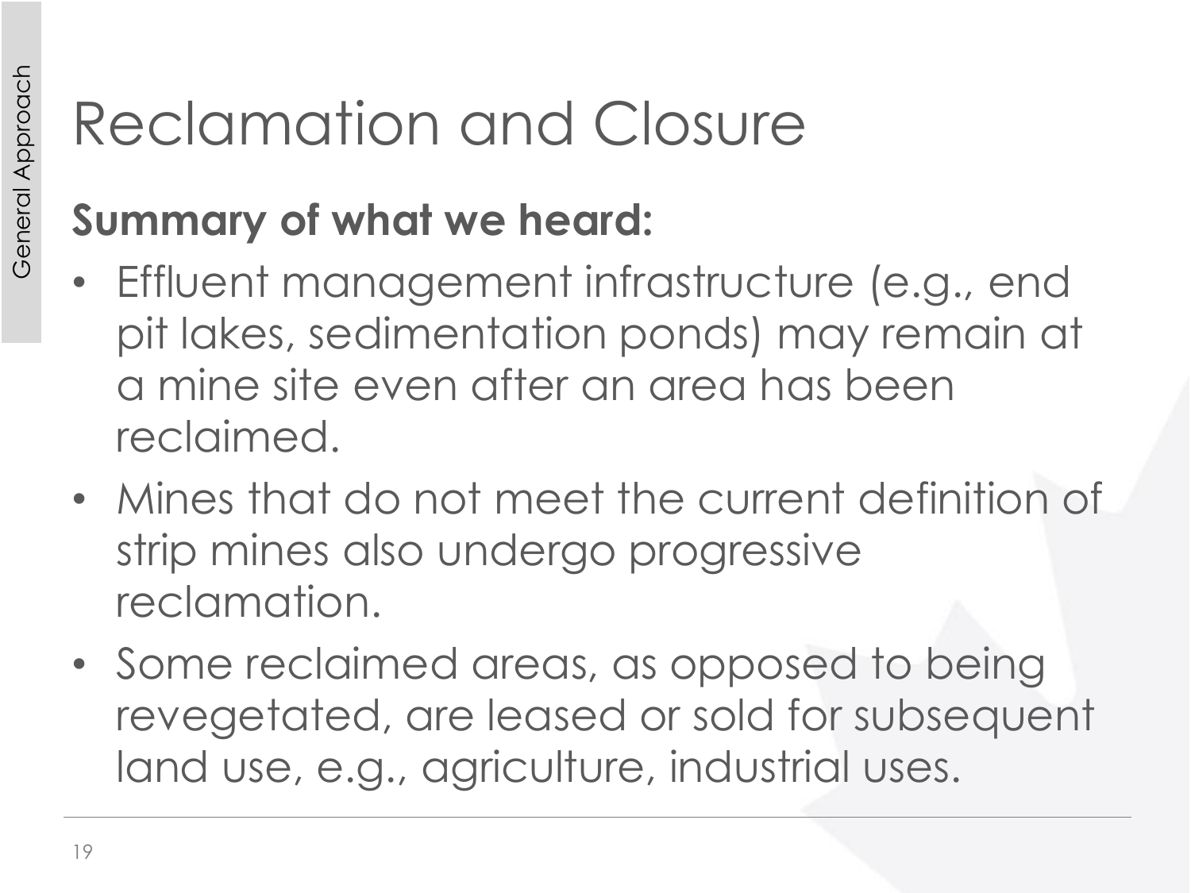# Reclamation and Closure

**Summary of what we heard:**

- Effluent management infrastructure (e.g., end pit lakes, sedimentation ponds) may remain at a mine site even after an area has been reclaimed.
- Mines that do not meet the current definition of strip mines also undergo progressive reclamation.
- Some reclaimed areas, as opposed to being revegetated, are leased or sold for subsequent land use, e.g., agriculture, industrial uses.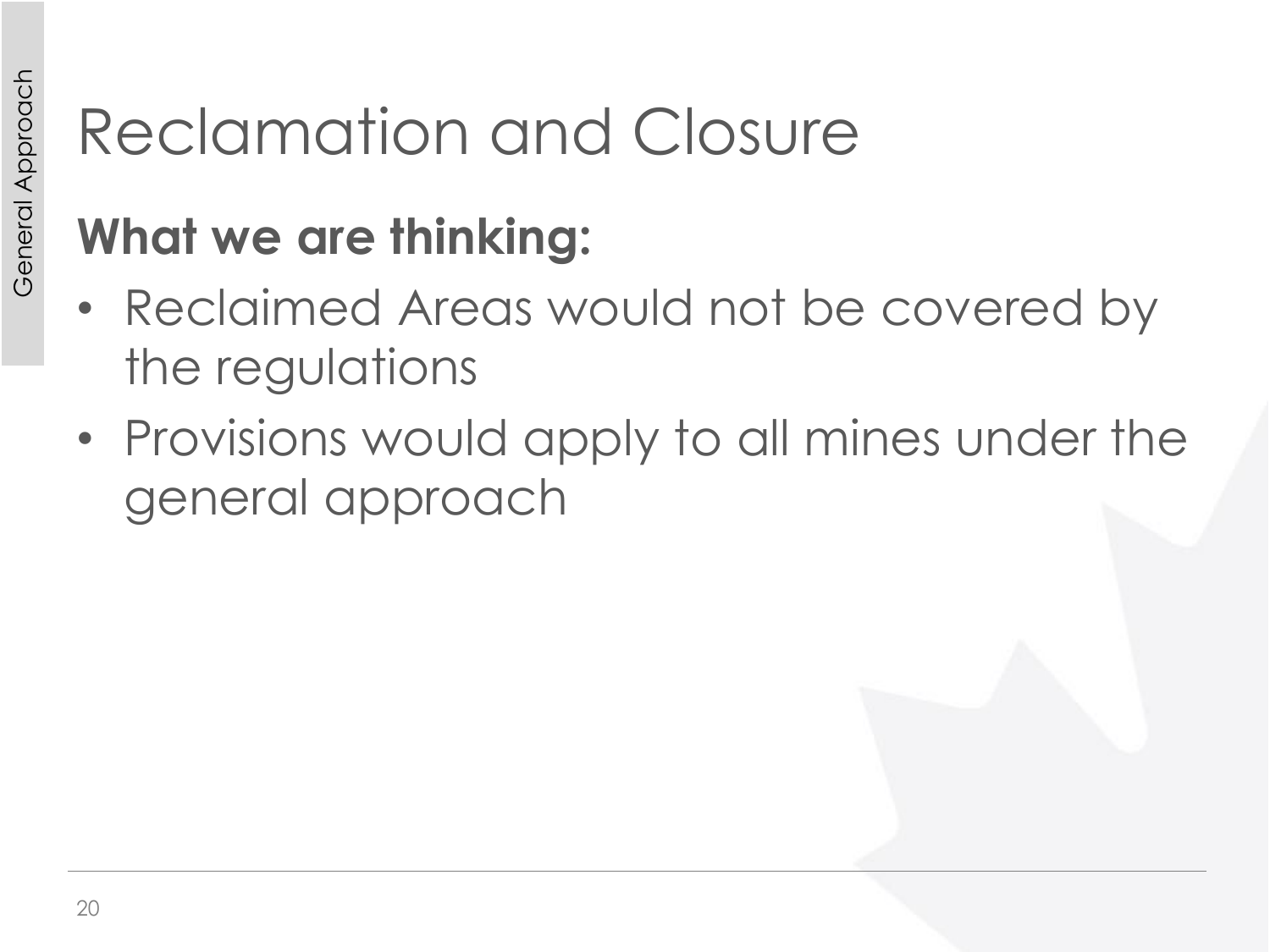# Reclamation and Closure

**What we are thinking:**

- Reclaimed Areas would not be covered by the regulations
- Provisions would apply to all mines under the general approach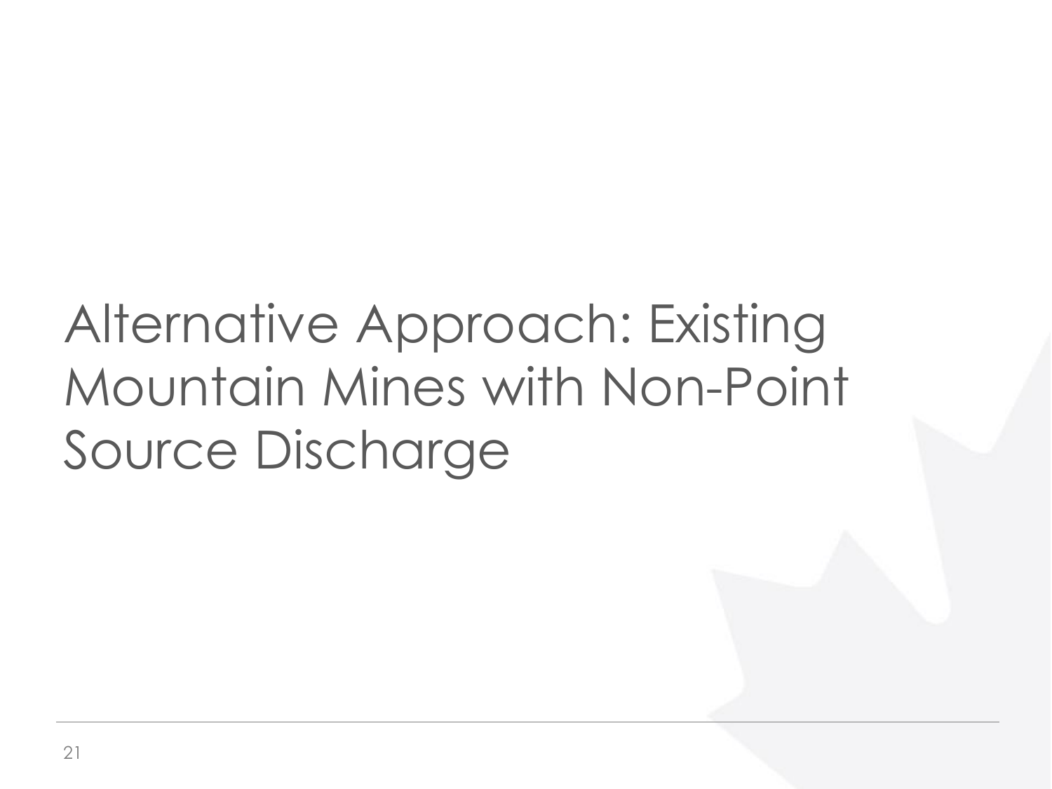# Alternative Approach: Existing Mountain Mines with Non-Point Source Discharge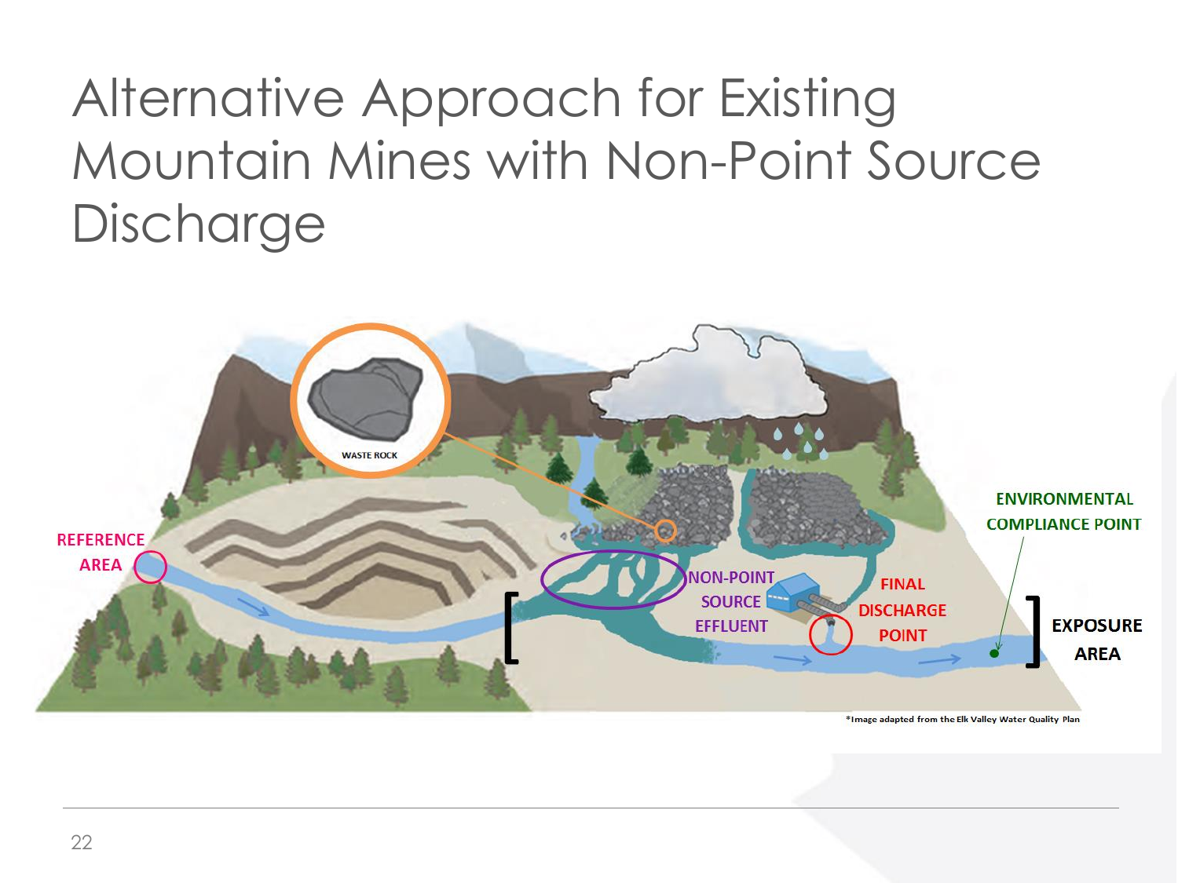# Alternative Approach for Existing Mountain Mines with Non-Point Source Discharge

WASTE ROCK

REFERENCE AREA

NON-POINT SOURCE EFFLUENT

FINAL DISCHARGE POINT

ENVIRONMENTAL COMPLIANCE POINT

EXPOSURE AREA

*Image adapted from the Elk Valley Water Quality Plan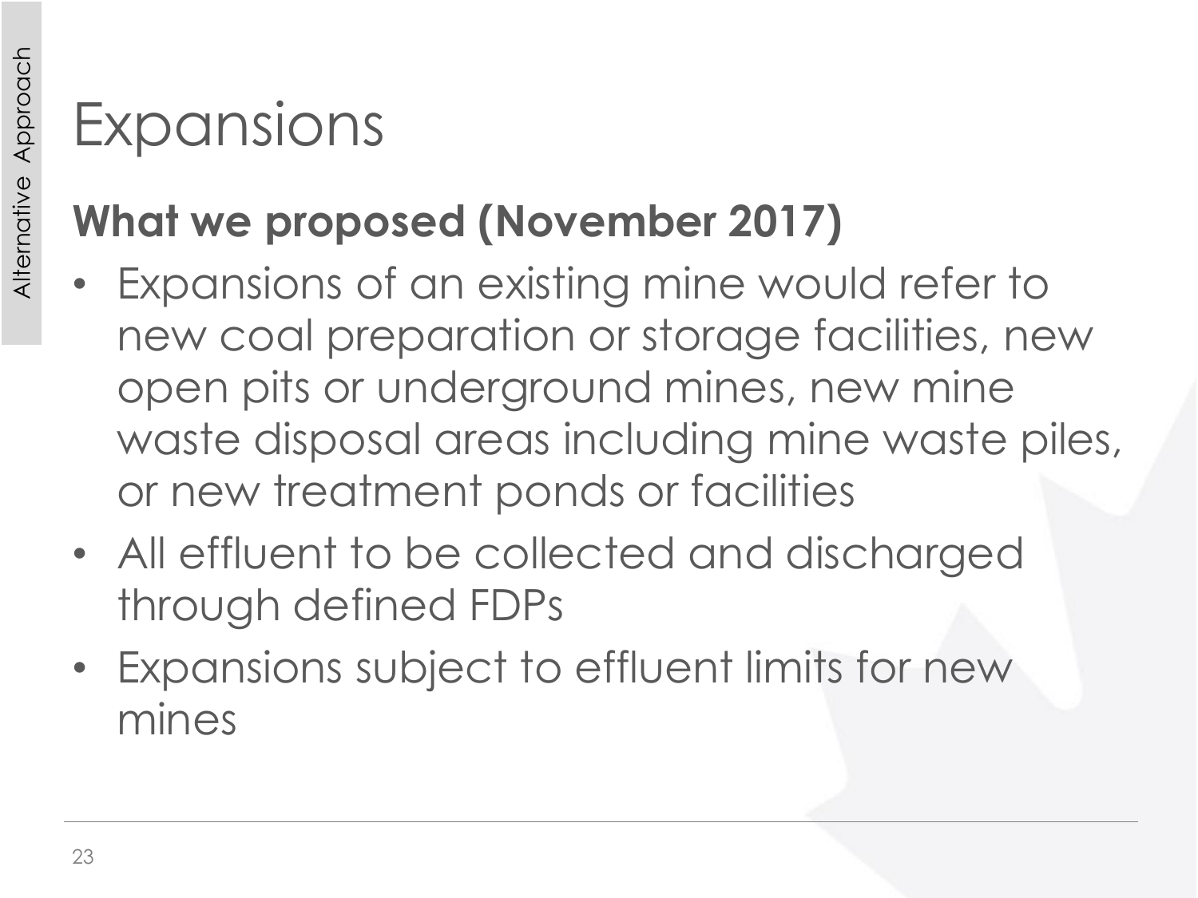# Expansions

**What we proposed (November 2017)**

- Expansions of an existing mine would refer to new coal preparation or storage facilities, new open pits or underground mines, new mine waste disposal areas including mine waste piles, or new treatment ponds or facilities
- All effluent to be collected and discharged through defined FDPs
- Expansions subject to effluent limits for new mines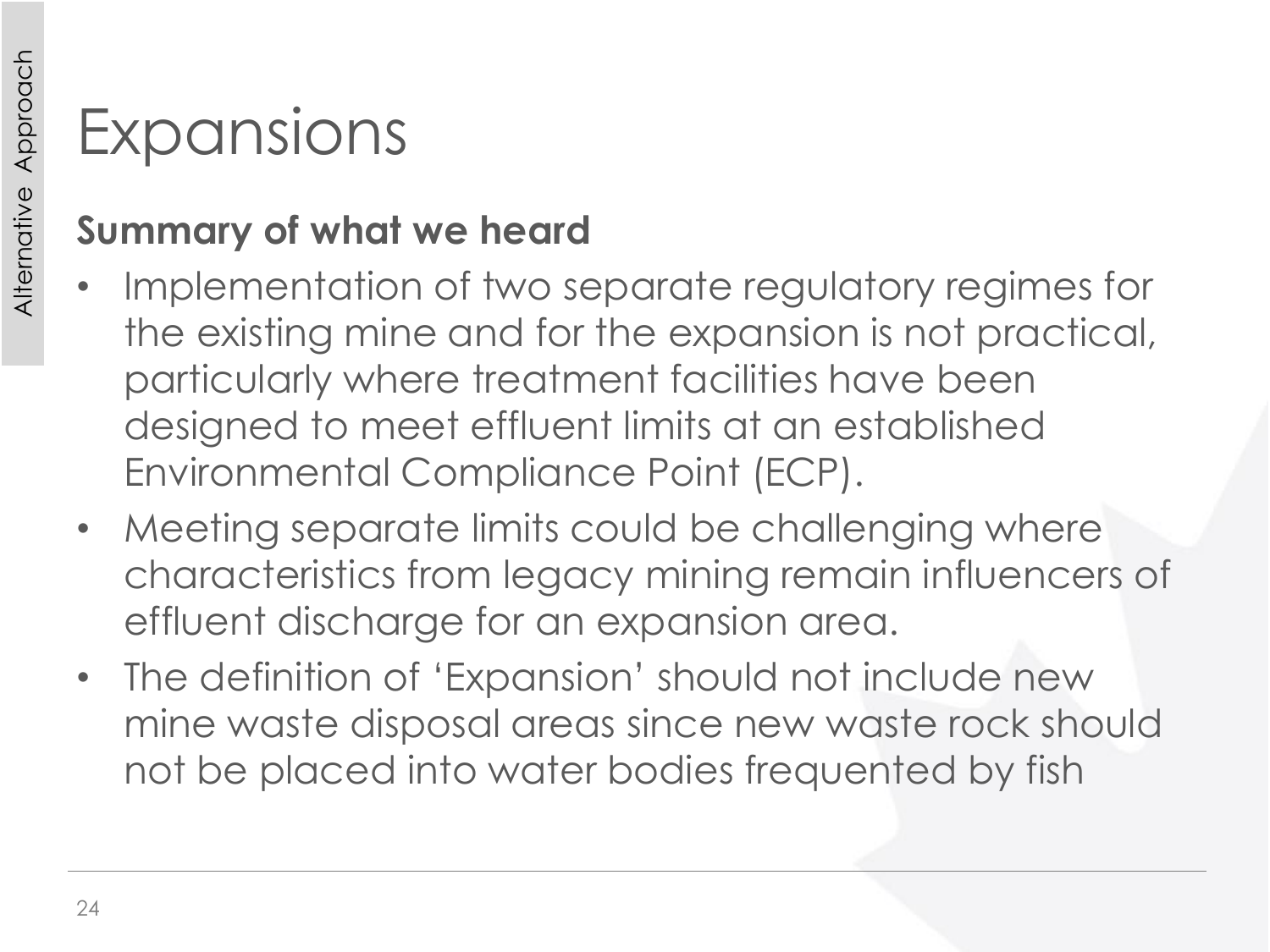# Expansions

**Summary of what we heard**

- Implementation of two separate regulatory regimes for the existing mine and for the expansion is not practical, particularly where treatment facilities have been designed to meet effluent limits at an established Environmental Compliance Point (ECP).
- Meeting separate limits could be challenging where characteristics from legacy mining remain influencers of effluent discharge for an expansion area.
- The definition of 'Expansion' should not include new mine waste disposal areas since new waste rock should not be placed into water bodies frequented by fish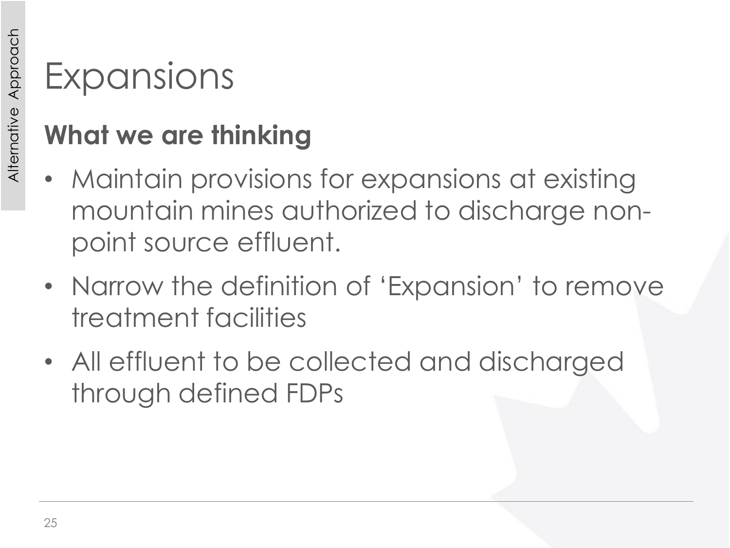Alternative Approach

# Expansions

**What we are thinking**

- Maintain provisions for expansions at existing mountain mines authorized to discharge non-point source effluent.
- Narrow the definition of 'Expansion' to remove treatment facilities
- All effluent to be collected and discharged through defined FDPs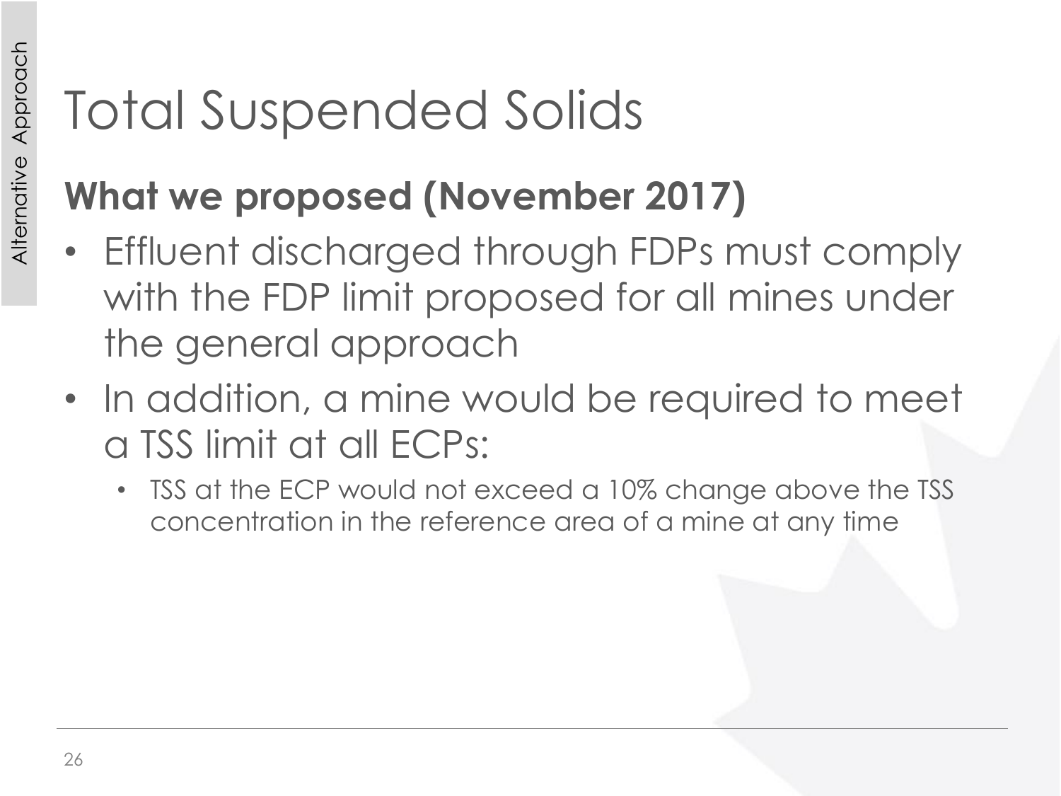# Total Suspended Solids

## What we proposed (November 2017)

- Effluent discharged through FDPs must comply with the FDP limit proposed for all mines under the general approach
- In addition, a mine would be required to meet a TSS limit at all ECPs:
  - TSS at the ECP would not exceed a 10% change above the TSS concentration in the reference area of a mine at any time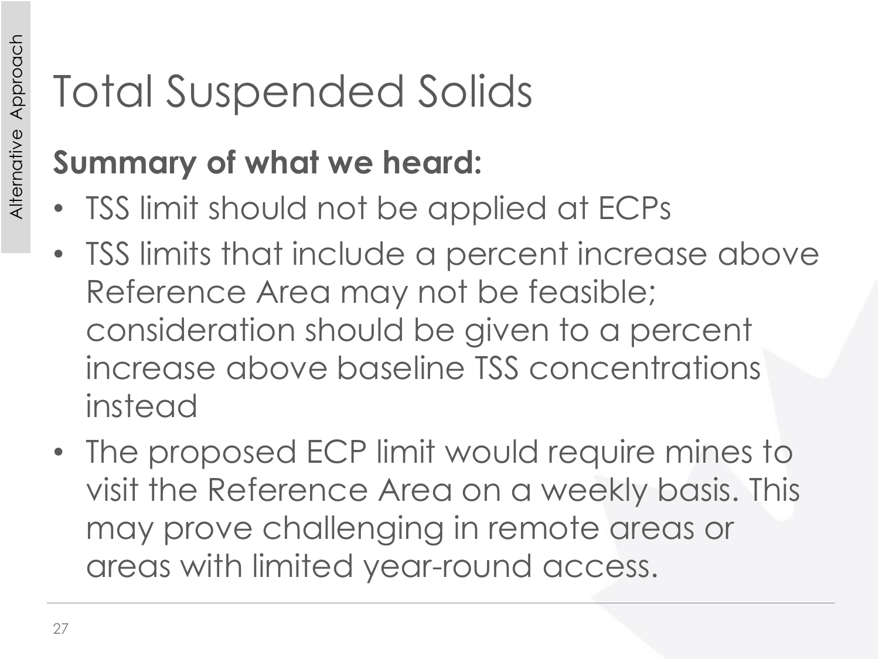# Total Suspended Solids

## Summary of what we heard:

- TSS limit should not be applied at ECPs
- TSS limits that include a percent increase above Reference Area may not be feasible; consideration should be given to a percent increase above baseline TSS concentrations instead
- The proposed ECP limit would require mines to visit the Reference Area on a weekly basis. This may prove challenging in remote areas or areas with limited year-round access.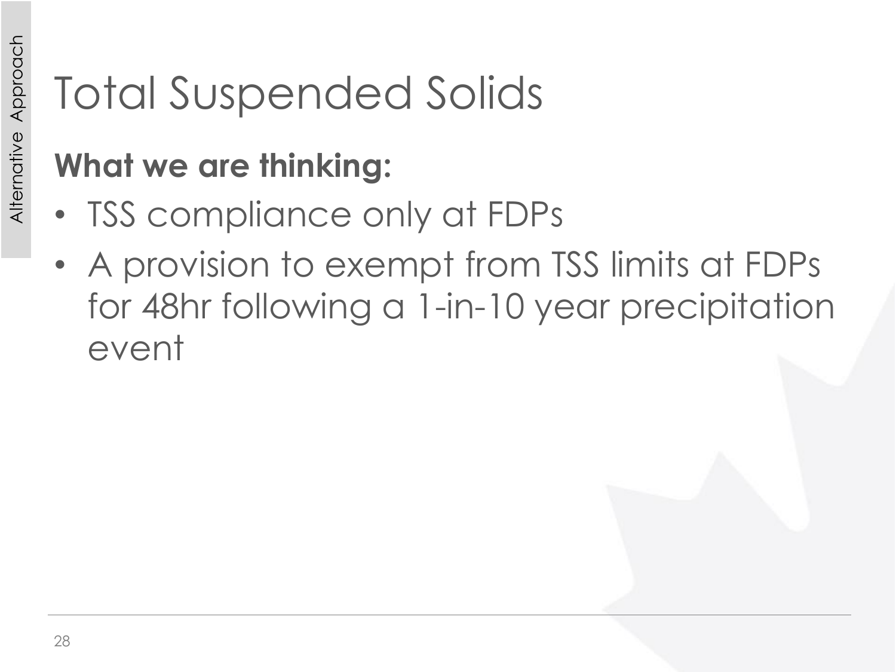Alternative Approach

# Total Suspended Solids

**What we are thinking:**

- TSS compliance only at FDPs
- A provision to exempt from TSS limits at FDPs for 48hr following a 1-in-10 year precipitation event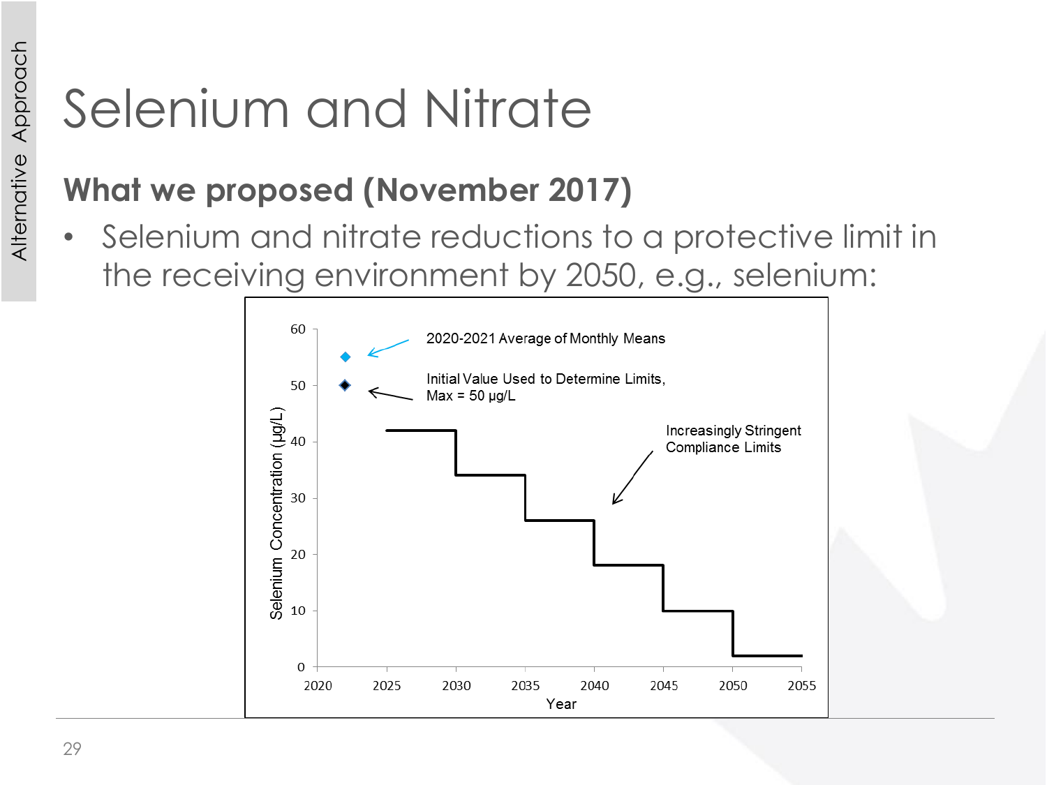# Selenium and Nitrate

**What we proposed (November 2017)**

- Selenium and nitrate reductions to a protective limit in the receiving environment by 2050, e.g., selenium:

2020-2021 Average of Monthly Means

Initial Value Used to Determine Limits, Max = 50 µg/L

Increasingly Stringent Compliance Limits

Selenium Concentration (µg/L)

Year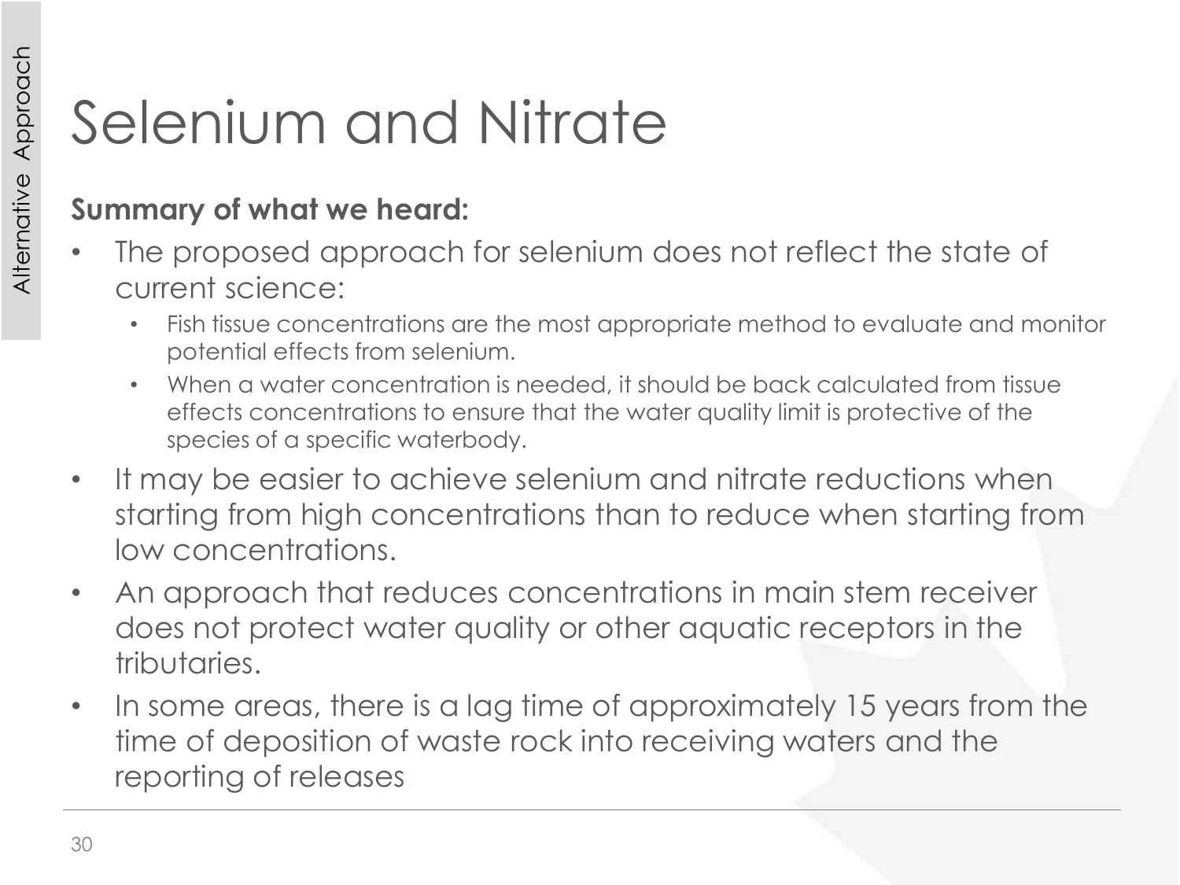# Selenium and Nitrate

**Summary of what we heard:**

- The proposed approach for selenium does not reflect the state of current science:
  - Fish tissue concentrations are the most appropriate method to evaluate and monitor potential effects from selenium.
  - When a water concentration is needed, it should be back calculated from tissue effects concentrations to ensure that the water quality limit is protective of the species of a specific waterbody.
- It may be easier to achieve selenium and nitrate reductions when starting from high concentrations than to reduce when starting from low concentrations.
- An approach that reduces concentrations in main stem receiver does not protect water quality or other aquatic receptors in the tributaries.
- In some areas, there is a lag time of approximately 15 years from the time of deposition of waste rock into receiving waters and the reporting of releases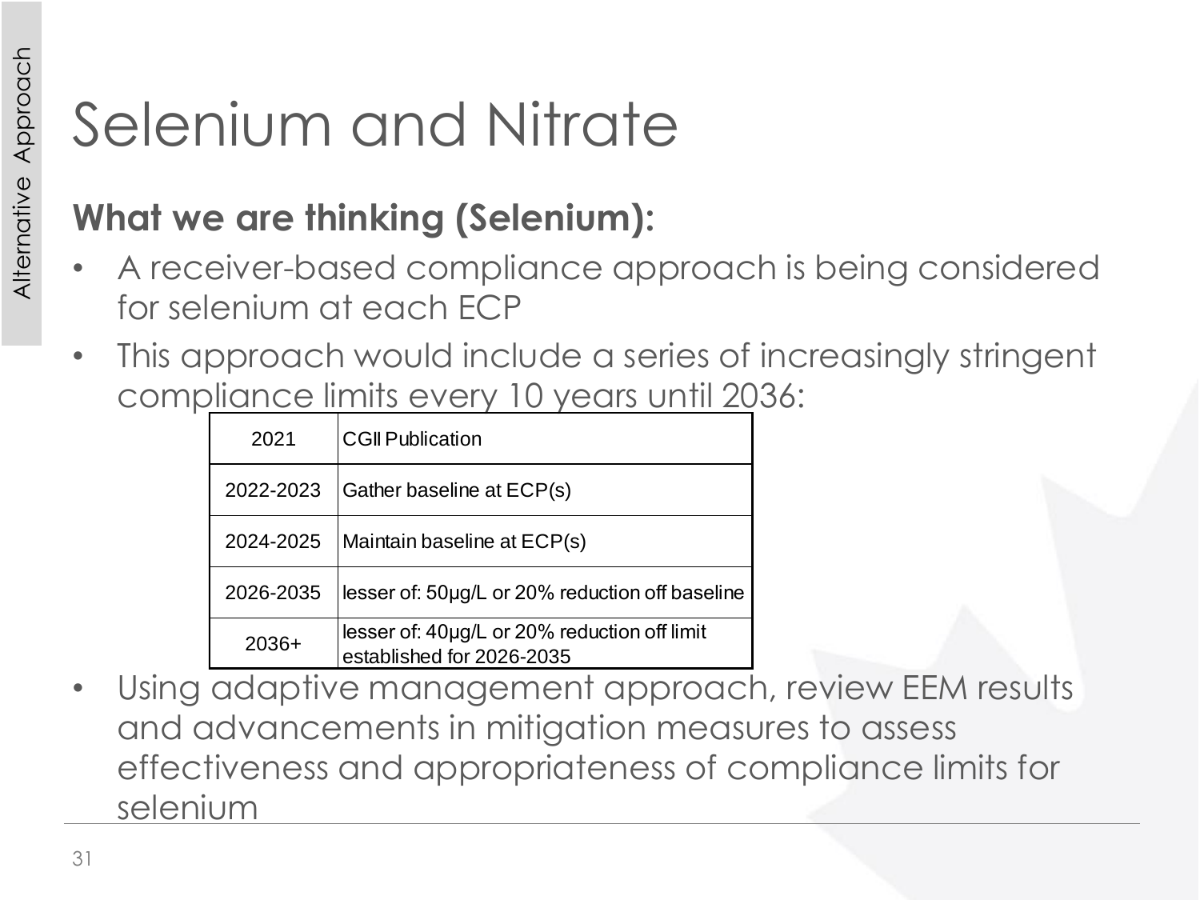# Selenium and Nitrate

## What we are thinking (Selenium):

- A receiver-based compliance approach is being considered for selenium at each ECP
- This approach would include a series of increasingly stringent compliance limits every 10 years until 2036:

| | |
|---|---|
| 2021 | CGII Publication |
| 2022-2023 | Gather baseline at ECP(s) |
| 2024-2025 | Maintain baseline at ECP(s) |
| 2026-2035 | lesser of: 50µg/L or 20% reduction off baseline |
| 2036+ | lesser of: 40µg/L or 20% reduction off limit established for 2026-2035 |

- Using adaptive management approach, review EEM results and advancements in mitigation measures to assess effectiveness and appropriateness of compliance limits for selenium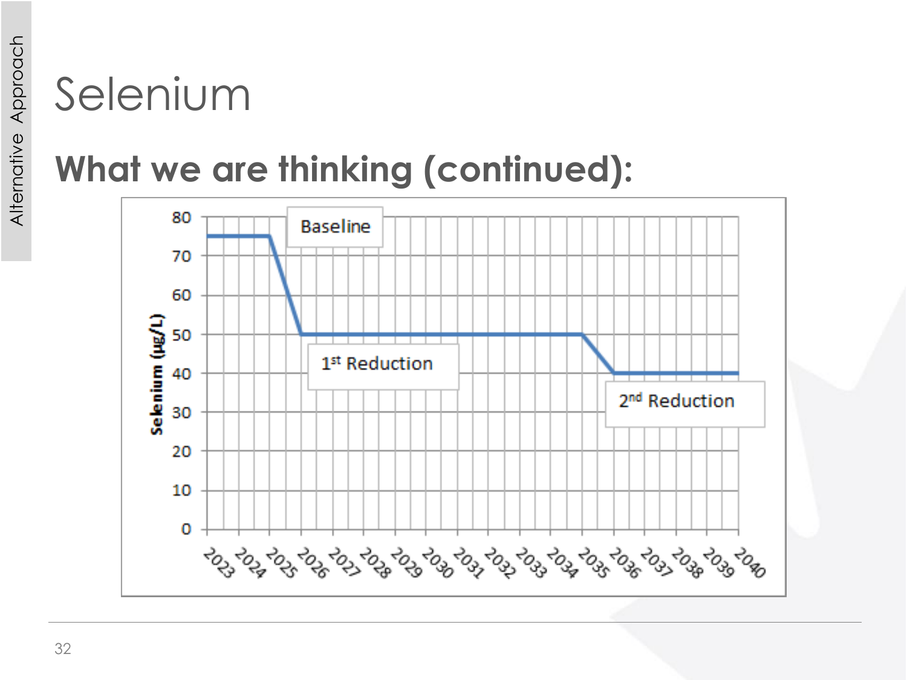# Selenium

## What we are thinking (continued):

| Year | Selenium (µg/L) |
|---|---|
| 2023 | 75 |
| 2024 | 75 |
| 2025 | 75 |
| 2026 | 50 |
| 2027 | 50 |
| 2028 | 50 |
| 2029 | 50 |
| 2030 | 50 |
| 2031 | 50 |
| 2032 | 50 |
| 2033 | 50 |
| 2034 | 50 |
| 2035 | 50 |
| 2036 | 40 |
| 2037 | 40 |
| 2038 | 40 |
| 2039 | 40 |
| 2040 | 40 |

Baseline (2023–2025: 75 µg/L); 1st Reduction (2026–2035: 50 µg/L); 2nd Reduction (2036–2040: 40 µg/L)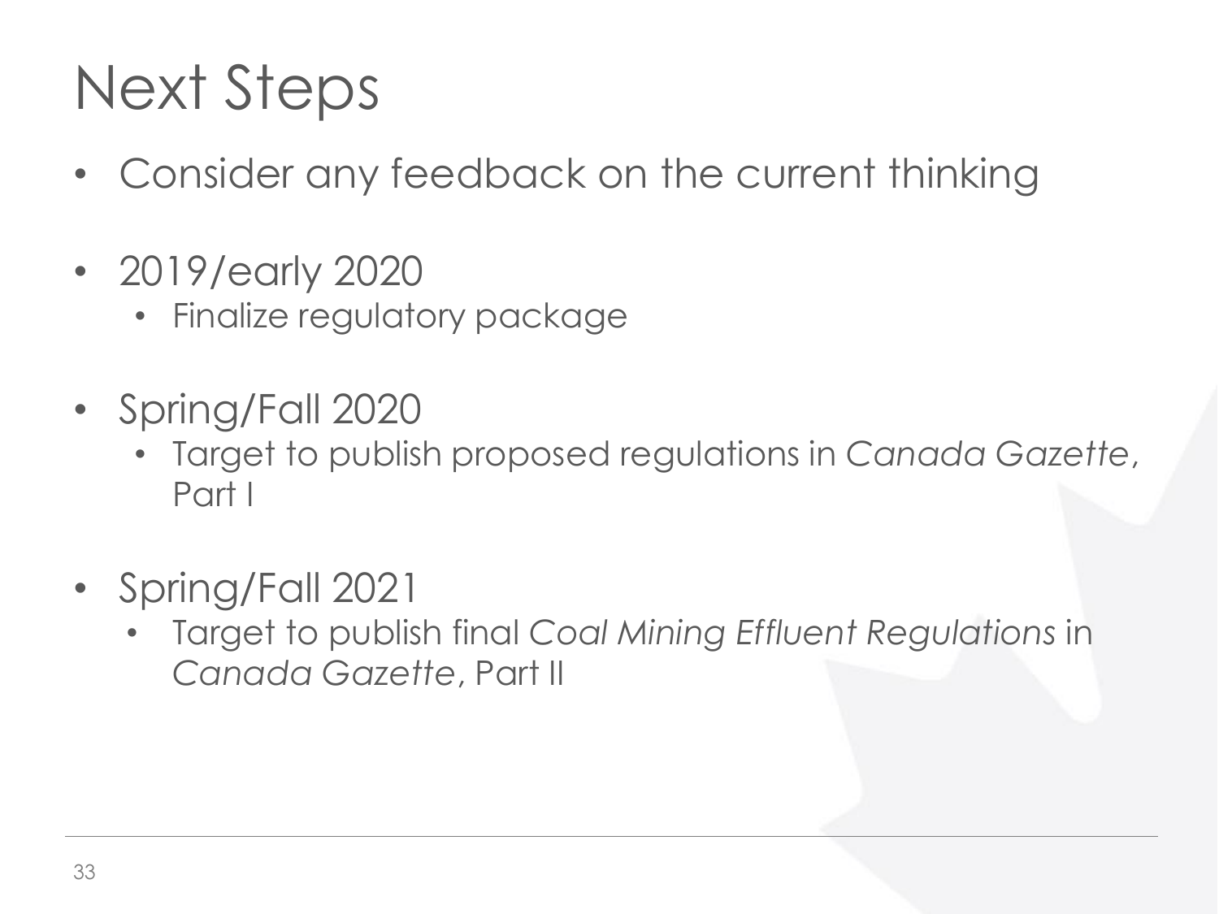# Next Steps

- Consider any feedback on the current thinking
- 2019/early 2020
  - Finalize regulatory package
- Spring/Fall 2020
  - Target to publish proposed regulations in *Canada Gazette*, Part I
- Spring/Fall 2021
  - Target to publish final *Coal Mining Effluent Regulations* in *Canada Gazette*, Part II